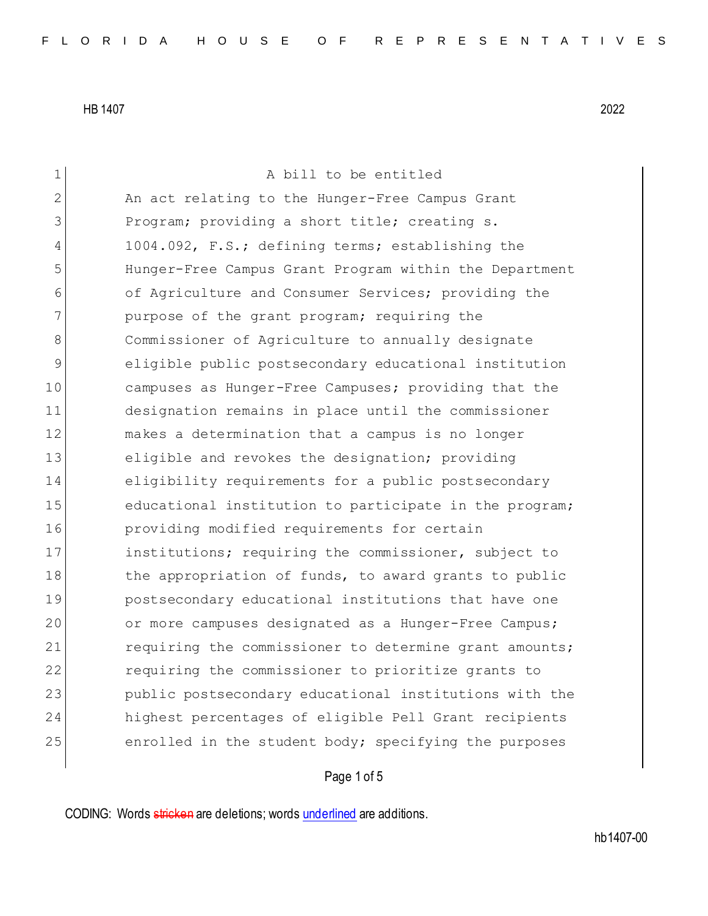HB 1407 2022

A bill to be entitled

An act relating to the Hunger-Free Campus Grant Program; providing a short title; creating s. 1004.092, F.S.; defining terms; establishing the Hunger-Free Campus Grant Program within the Department of Agriculture and Consumer Services; providing the purpose of the grant program; requiring the Commissioner of Agriculture to annually designate eligible public postsecondary educational institution campuses as Hunger-Free Campuses; providing that the designation remains in place until the commissioner makes a determination that a campus is no longer eligible and revokes the designation; providing eligibility requirements for a public postsecondary educational institution to participate in the program; providing modified requirements for certain institutions; requiring the commissioner, subject to the appropriation of funds, to award grants to public postsecondary educational institutions that have one or more campuses designated as a Hunger-Free Campus; requiring the commissioner to determine grant amounts; requiring the commissioner to prioritize grants to public postsecondary educational institutions with the highest percentages of eligible Pell Grant recipients enrolled in the student body; specifying the purposes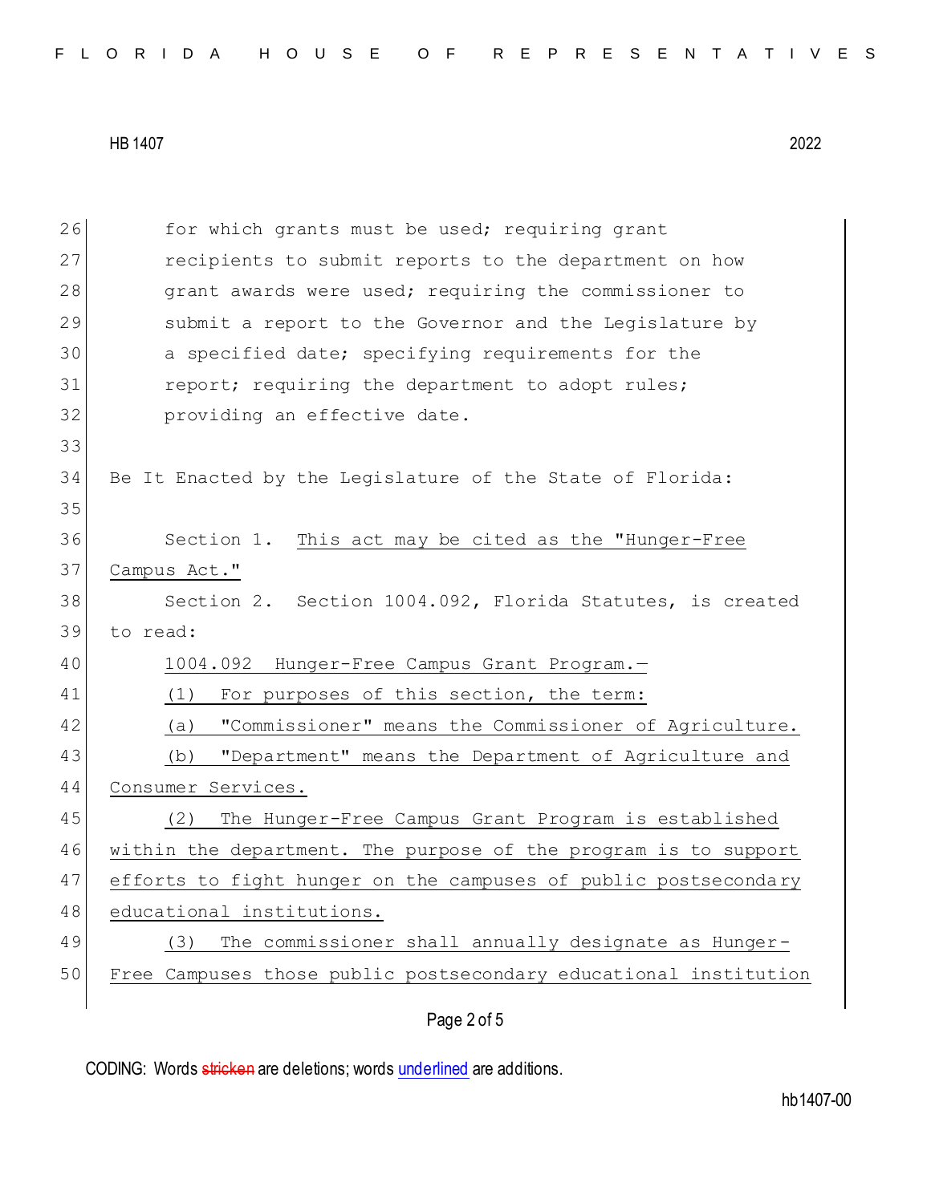for which grants must be used; requiring grant recipients to submit reports to the department on how grant awards were used; requiring the commissioner to submit a report to the Governor and the Legislature by a specified date; specifying requirements for the report; requiring the department to adopt rules; providing an effective date.

Be It Enacted by the Legislature of the State of Florida:

Section 1. This act may be cited as the "Hunger-Free Campus Act."

Section 2. Section 1004.092, Florida Statutes, is created to read:

1004.092 Hunger-Free Campus Grant Program.—

(1) For purposes of this section, the term:

(a) "Commissioner" means the Commissioner of Agriculture.

(b) "Department" means the Department of Agriculture and Consumer Services.

(2) The Hunger-Free Campus Grant Program is established within the department. The purpose of the program is to support efforts to fight hunger on the campuses of public postsecondary educational institutions.

(3) The commissioner shall annually designate as Hunger-Free Campuses those public postsecondary educational institution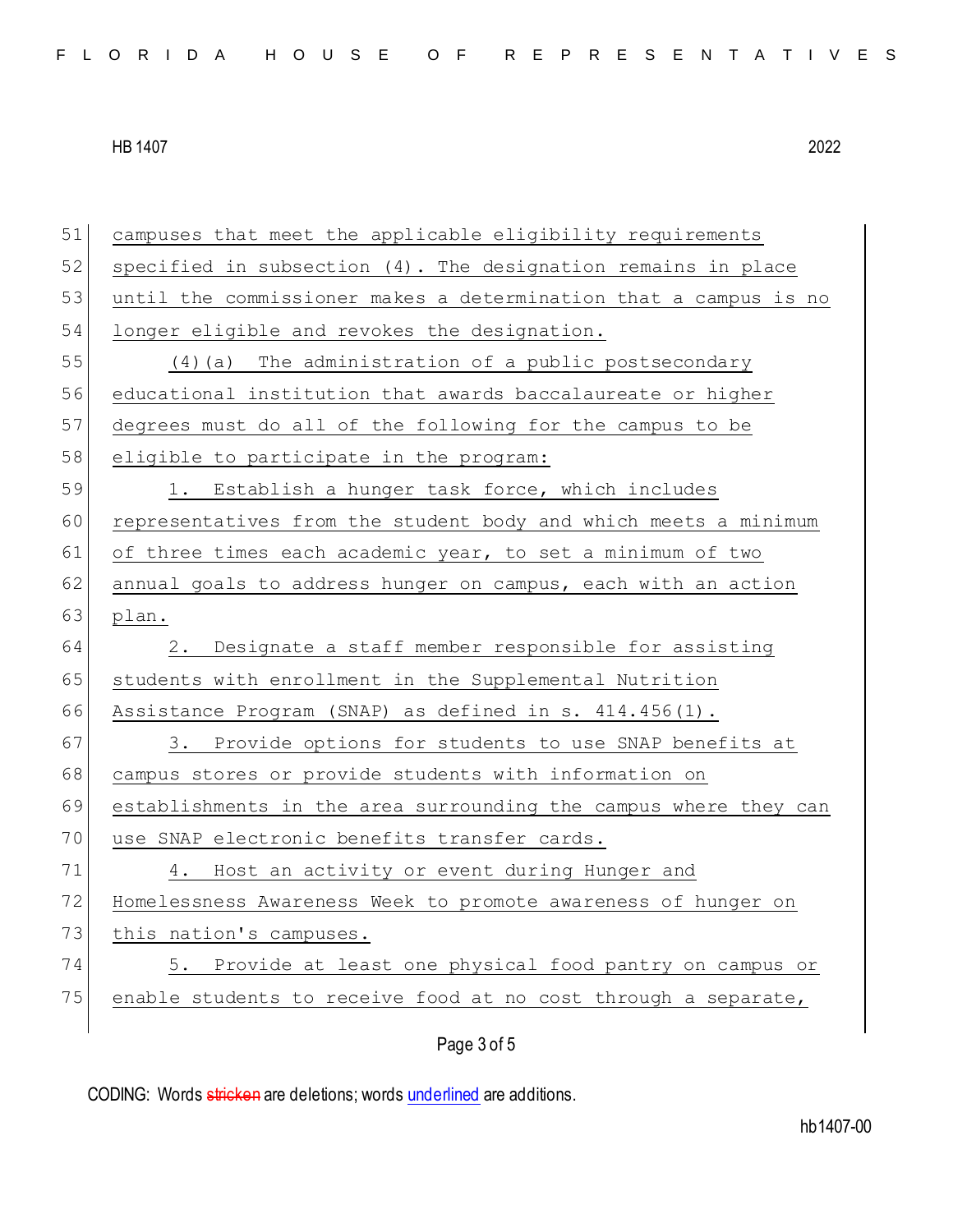campuses that meet the applicable eligibility requirements specified in subsection (4). The designation remains in place until the commissioner makes a determination that a campus is no longer eligible and revokes the designation.

(4)(a) The administration of a public postsecondary educational institution that awards baccalaureate or higher degrees must do all of the following for the campus to be eligible to participate in the program:

1. Establish a hunger task force, which includes representatives from the student body and which meets a minimum of three times each academic year, to set a minimum of two annual goals to address hunger on campus, each with an action plan.

2. Designate a staff member responsible for assisting students with enrollment in the Supplemental Nutrition Assistance Program (SNAP) as defined in s. 414.456(1).

3. Provide options for students to use SNAP benefits at campus stores or provide students with information on establishments in the area surrounding the campus where they can use SNAP electronic benefits transfer cards.

4. Host an activity or event during Hunger and Homelessness Awareness Week to promote awareness of hunger on this nation's campuses.

5. Provide at least one physical food pantry on campus or enable students to receive food at no cost through a separate,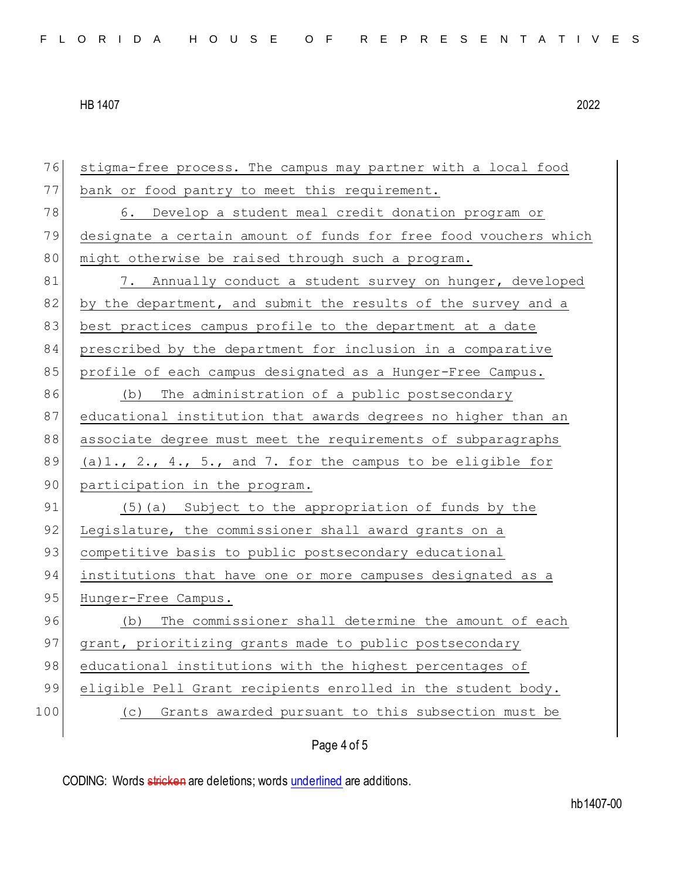stigma-free process. The campus may partner with a local food bank or food pantry to meet this requirement.

6. Develop a student meal credit donation program or designate a certain amount of funds for free food vouchers which might otherwise be raised through such a program.

7. Annually conduct a student survey on hunger, developed by the department, and submit the results of the survey and a best practices campus profile to the department at a date prescribed by the department for inclusion in a comparative profile of each campus designated as a Hunger-Free Campus.

(b) The administration of a public postsecondary educational institution that awards degrees no higher than an associate degree must meet the requirements of subparagraphs (a)1., 2., 4., 5., and 7. for the campus to be eligible for participation in the program.

(5)(a) Subject to the appropriation of funds by the Legislature, the commissioner shall award grants on a competitive basis to public postsecondary educational institutions that have one or more campuses designated as a Hunger-Free Campus.

(b) The commissioner shall determine the amount of each grant, prioritizing grants made to public postsecondary educational institutions with the highest percentages of eligible Pell Grant recipients enrolled in the student body.

(c) Grants awarded pursuant to this subsection must be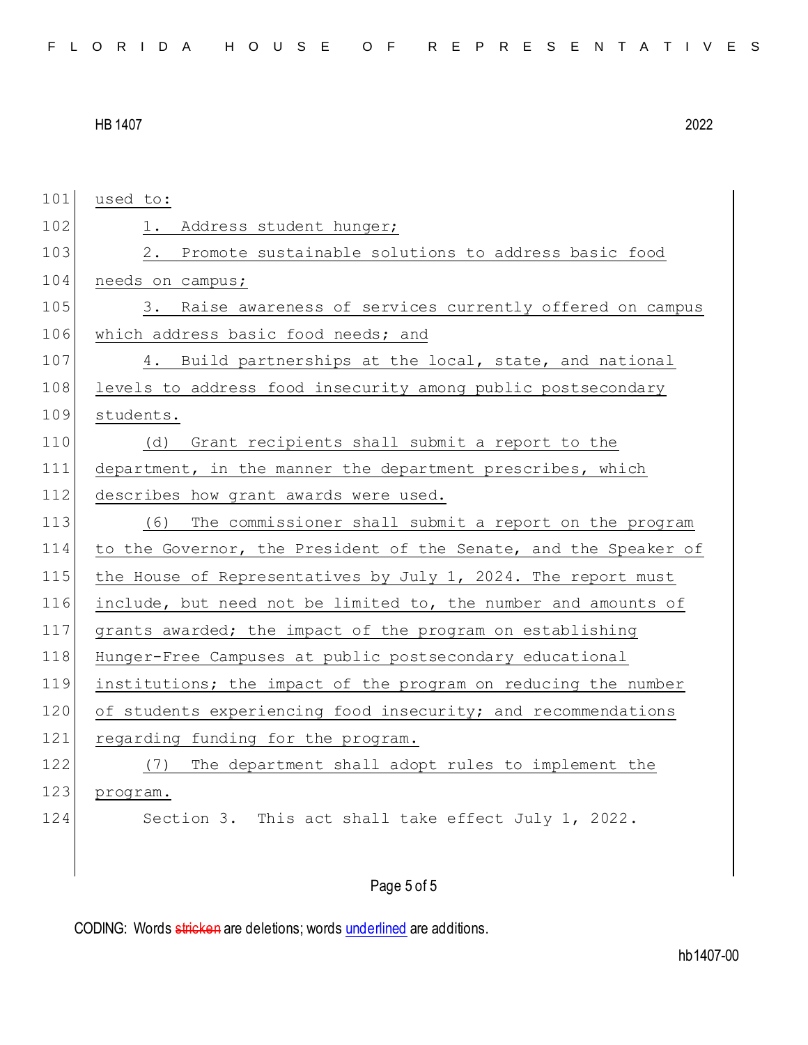used to:

1. Address student hunger;

2. Promote sustainable solutions to address basic food needs on campus;

3. Raise awareness of services currently offered on campus which address basic food needs; and

4. Build partnerships at the local, state, and national levels to address food insecurity among public postsecondary students.

(d) Grant recipients shall submit a report to the department, in the manner the department prescribes, which describes how grant awards were used.

(6) The commissioner shall submit a report on the program to the Governor, the President of the Senate, and the Speaker of the House of Representatives by July 1, 2024. The report must include, but need not be limited to, the number and amounts of grants awarded; the impact of the program on establishing Hunger-Free Campuses at public postsecondary educational institutions; the impact of the program on reducing the number of students experiencing food insecurity; and recommendations regarding funding for the program.

(7) The department shall adopt rules to implement the program.

Section 3. This act shall take effect July 1, 2022.